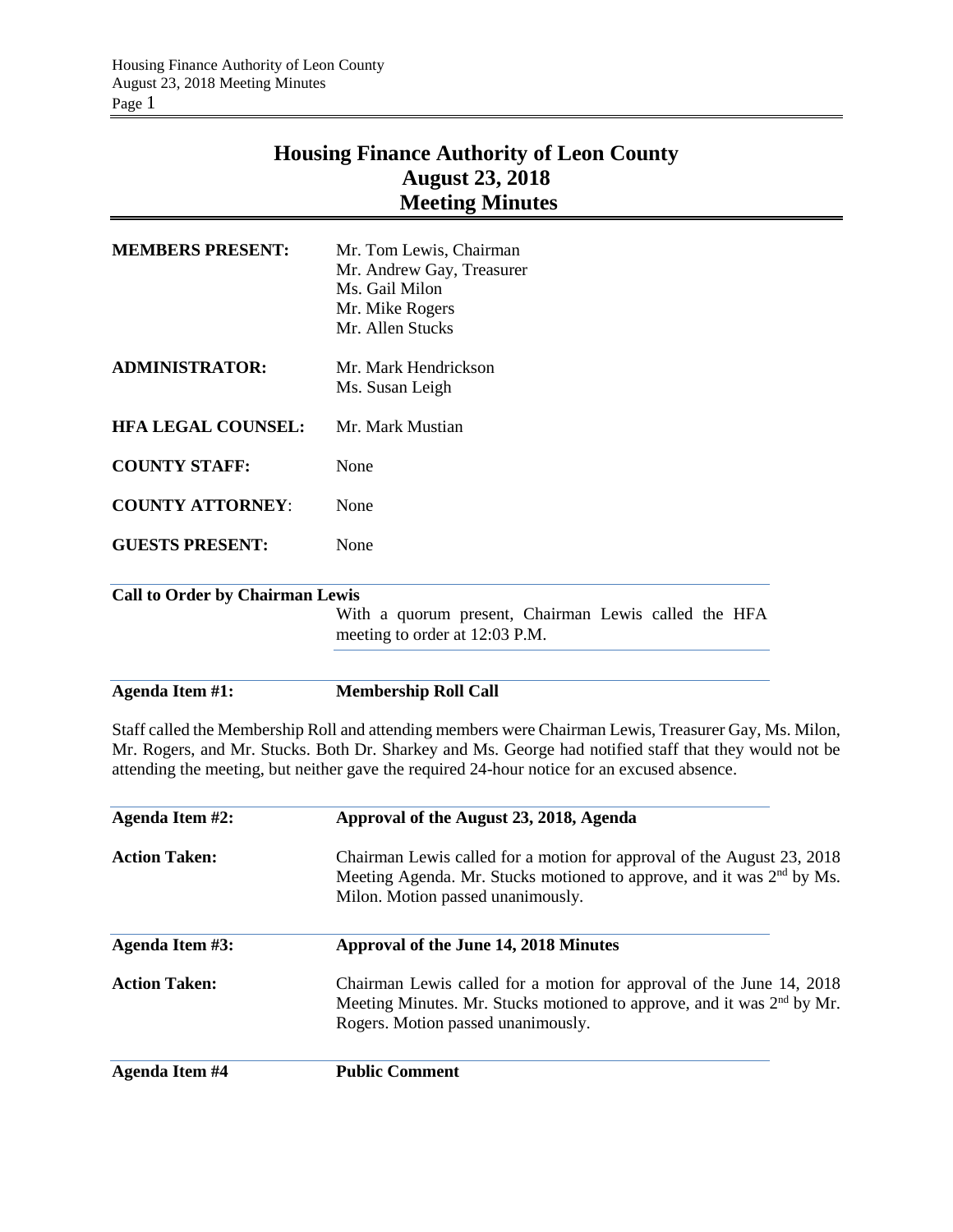# Housing Finance Authority of Leon County
## August 23, 2018
## Meeting Minutes

| | |
|---|---|
| **MEMBERS PRESENT:** | Mr. Tom Lewis, Chairman<br>Mr. Andrew Gay, Treasurer<br>Ms. Gail Milon<br>Mr. Mike Rogers<br>Mr. Allen Stucks |
| **ADMINISTRATOR:** | Mr. Mark Hendrickson<br>Ms. Susan Leigh |
| **HFA LEGAL COUNSEL:** | Mr. Mark Mustian |
| **COUNTY STAFF:** | None |
| **COUNTY ATTORNEY**: | None |
| **GUESTS PRESENT:** | None |

**Call to Order by Chairman Lewis**

With a quorum present, Chairman Lewis called the HFA meeting to order at 12:03 P.M.

**Agenda Item #1:** **Membership Roll Call**

Staff called the Membership Roll and attending members were Chairman Lewis, Treasurer Gay, Ms. Milon, Mr. Rogers, and Mr. Stucks. Both Dr. Sharkey and Ms. George had notified staff that they would not be attending the meeting, but neither gave the required 24-hour notice for an excused absence.

**Agenda Item #2:** **Approval of the August 23, 2018, Agenda**

**Action Taken:** Chairman Lewis called for a motion for approval of the August 23, 2018 Meeting Agenda. Mr. Stucks motioned to approve, and it was 2nd by Ms. Milon. Motion passed unanimously.

**Agenda Item #3:** **Approval of the June 14, 2018 Minutes**

**Action Taken:** Chairman Lewis called for a motion for approval of the June 14, 2018 Meeting Minutes. Mr. Stucks motioned to approve, and it was 2nd by Mr. Rogers. Motion passed unanimously.

**Agenda Item #4** **Public Comment**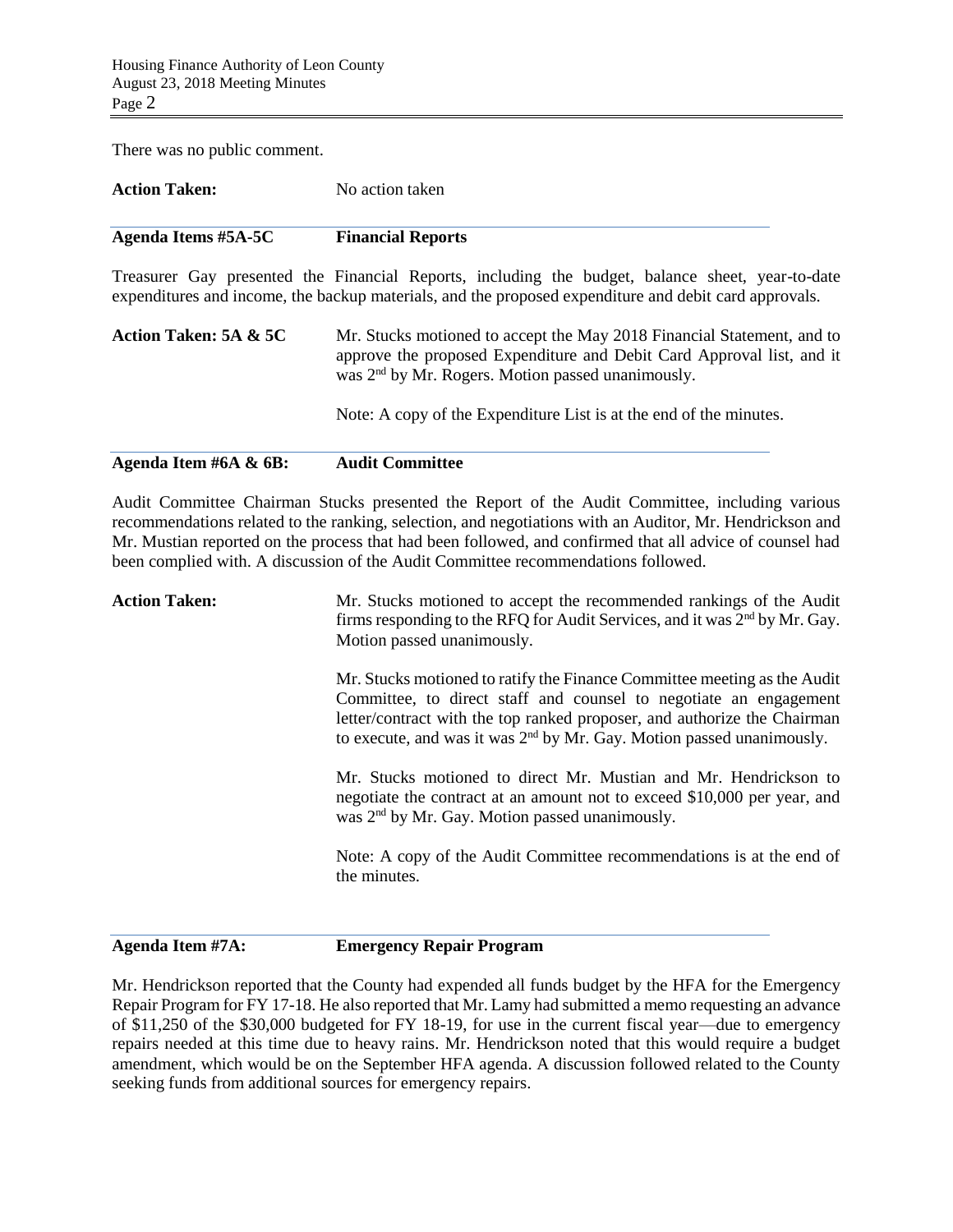There was no public comment.

**Action Taken:** No action taken

**Agenda Items #5A-5C** **Financial Reports**

Treasurer Gay presented the Financial Reports, including the budget, balance sheet, year-to-date expenditures and income, the backup materials, and the proposed expenditure and debit card approvals.

**Action Taken: 5A & 5C** Mr. Stucks motioned to accept the May 2018 Financial Statement, and to approve the proposed Expenditure and Debit Card Approval list, and it was 2nd by Mr. Rogers. Motion passed unanimously.

Note: A copy of the Expenditure List is at the end of the minutes.

**Agenda Item #6A & 6B:** **Audit Committee**

Audit Committee Chairman Stucks presented the Report of the Audit Committee, including various recommendations related to the ranking, selection, and negotiations with an Auditor, Mr. Hendrickson and Mr. Mustian reported on the process that had been followed, and confirmed that all advice of counsel had been complied with. A discussion of the Audit Committee recommendations followed.

**Action Taken:** Mr. Stucks motioned to accept the recommended rankings of the Audit firms responding to the RFQ for Audit Services, and it was 2nd by Mr. Gay. Motion passed unanimously.

Mr. Stucks motioned to ratify the Finance Committee meeting as the Audit Committee, to direct staff and counsel to negotiate an engagement letter/contract with the top ranked proposer, and authorize the Chairman to execute, and was it was 2nd by Mr. Gay. Motion passed unanimously.

Mr. Stucks motioned to direct Mr. Mustian and Mr. Hendrickson to negotiate the contract at an amount not to exceed $10,000 per year, and was 2nd by Mr. Gay. Motion passed unanimously.

Note: A copy of the Audit Committee recommendations is at the end of the minutes.

**Agenda Item #7A:** **Emergency Repair Program**

Mr. Hendrickson reported that the County had expended all funds budget by the HFA for the Emergency Repair Program for FY 17-18. He also reported that Mr. Lamy had submitted a memo requesting an advance of $11,250 of the $30,000 budgeted for FY 18-19, for use in the current fiscal year—due to emergency repairs needed at this time due to heavy rains. Mr. Hendrickson noted that this would require a budget amendment, which would be on the September HFA agenda. A discussion followed related to the County seeking funds from additional sources for emergency repairs.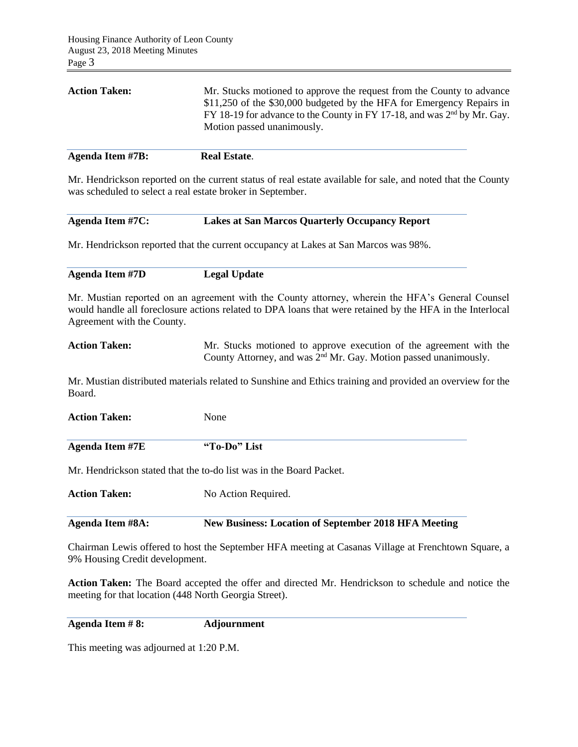**Action Taken:** Mr. Stucks motioned to approve the request from the County to advance \$11,250 of the \$30,000 budgeted by the HFA for Emergency Repairs in FY 18-19 for advance to the County in FY 17-18, and was 2nd by Mr. Gay. Motion passed unanimously.

**Agenda Item #7B:** **Real Estate**.

Mr. Hendrickson reported on the current status of real estate available for sale, and noted that the County was scheduled to select a real estate broker in September.

**Agenda Item #7C:** **Lakes at San Marcos Quarterly Occupancy Report**

Mr. Hendrickson reported that the current occupancy at Lakes at San Marcos was 98%.

**Agenda Item #7D** **Legal Update**

Mr. Mustian reported on an agreement with the County attorney, wherein the HFA's General Counsel would handle all foreclosure actions related to DPA loans that were retained by the HFA in the Interlocal Agreement with the County.

**Action Taken:** Mr. Stucks motioned to approve execution of the agreement with the County Attorney, and was 2nd Mr. Gay. Motion passed unanimously.

Mr. Mustian distributed materials related to Sunshine and Ethics training and provided an overview for the Board.

**Action Taken:** None

**Agenda Item #7E** **"To-Do" List**

Mr. Hendrickson stated that the to-do list was in the Board Packet.

**Action Taken:** No Action Required.

**Agenda Item #8A:** **New Business: Location of September 2018 HFA Meeting**

Chairman Lewis offered to host the September HFA meeting at Casanas Village at Frenchtown Square, a 9% Housing Credit development.

**Action Taken:** The Board accepted the offer and directed Mr. Hendrickson to schedule and notice the meeting for that location (448 North Georgia Street).

**Agenda Item # 8:** **Adjournment**

This meeting was adjourned at 1:20 P.M.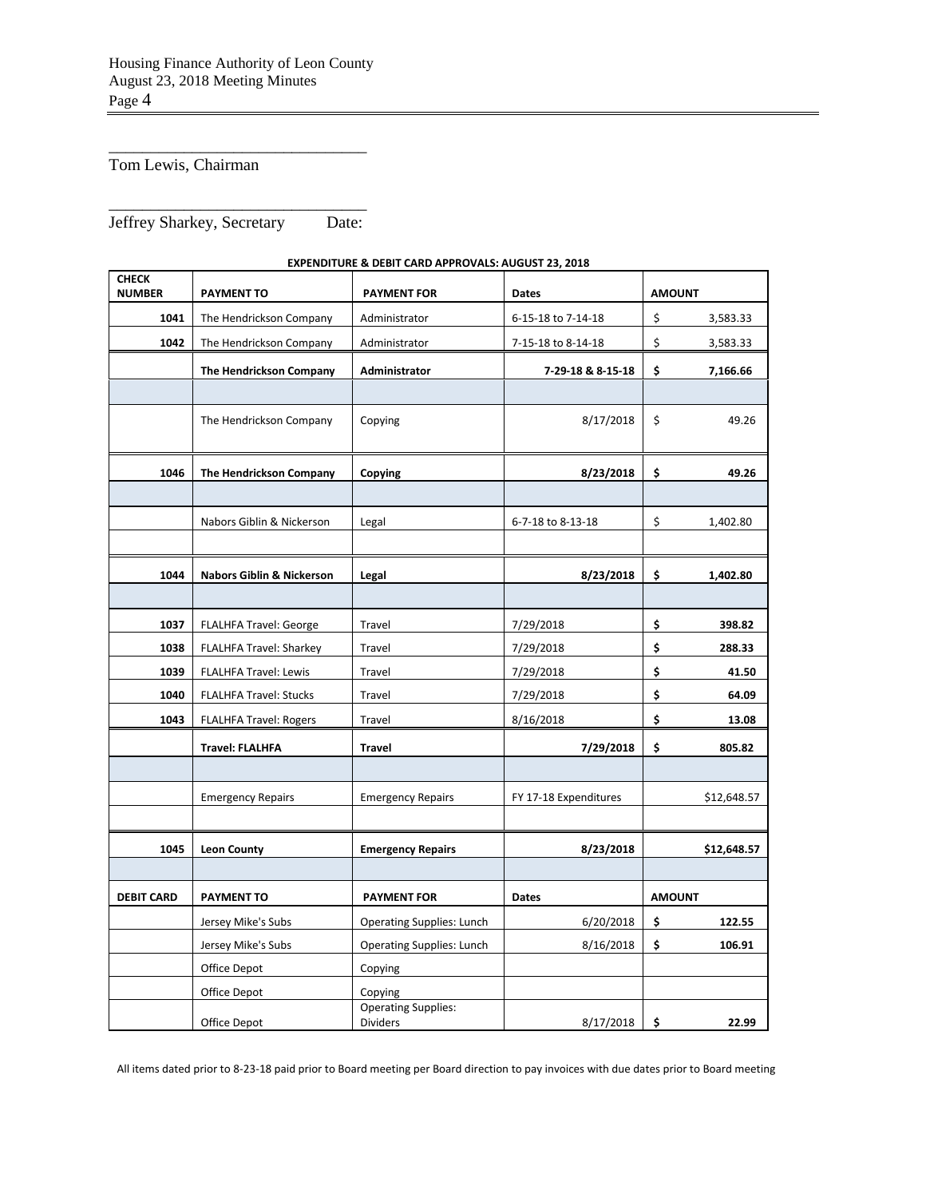_______________________________
Tom Lewis, Chairman

_______________________________
Jeffrey Sharkey, Secretary Date:

**EXPENDITURE & DEBIT CARD APPROVALS: AUGUST 23, 2018**

| CHECK NUMBER | PAYMENT TO | PAYMENT FOR | Dates | AMOUNT |
|---|---|---|---|---|
| 1041 | The Hendrickson Company | Administrator | 6-15-18 to 7-14-18 | $ 3,583.33 |
| 1042 | The Hendrickson Company | Administrator | 7-15-18 to 8-14-18 | $ 3,583.33 |
| | **The Hendrickson Company** | **Administrator** | **7-29-18 & 8-15-18** | **$ 7,166.66** |
| | | | | |
| | The Hendrickson Company | Copying | 8/17/2018 | $ 49.26 |
| | | | | |
| 1046 | **The Hendrickson Company** | **Copying** | **8/23/2018** | **$ 49.26** |
| | | | | |
| | Nabors Giblin & Nickerson | Legal | 6-7-18 to 8-13-18 | $ 1,402.80 |
| | | | | |
| 1044 | **Nabors Giblin & Nickerson** | **Legal** | **8/23/2018** | **$ 1,402.80** |
| | | | | |
| 1037 | FLALHFA Travel: George | Travel | 7/29/2018 | **$ 398.82** |
| 1038 | FLALHFA Travel: Sharkey | Travel | 7/29/2018 | **$ 288.33** |
| 1039 | FLALHFA Travel: Lewis | Travel | 7/29/2018 | **$ 41.50** |
| 1040 | FLALHFA Travel: Stucks | Travel | 7/29/2018 | **$ 64.09** |
| 1043 | FLALHFA Travel: Rogers | Travel | 8/16/2018 | **$ 13.08** |
| | **Travel: FLALHFA** | **Travel** | **7/29/2018** | **$ 805.82** |
| | | | | |
| | Emergency Repairs | Emergency Repairs | FY 17-18 Expenditures | $12,648.57 |
| | | | | |
| 1045 | **Leon County** | **Emergency Repairs** | **8/23/2018** | **$12,648.57** |
| | | | | |
| **DEBIT CARD** | **PAYMENT TO** | **PAYMENT FOR** | **Dates** | **AMOUNT** |
| | Jersey Mike's Subs | Operating Supplies: Lunch | 6/20/2018 | **$ 122.55** |
| | Jersey Mike's Subs | Operating Supplies: Lunch | 8/16/2018 | **$ 106.91** |
| | Office Depot | Copying | | |
| | Office Depot | Copying | | |
| | Office Depot | Operating Supplies: Dividers | 8/17/2018 | **$ 22.99** |

All items dated prior to 8-23-18 paid prior to Board meeting per Board direction to pay invoices with due dates prior to Board meeting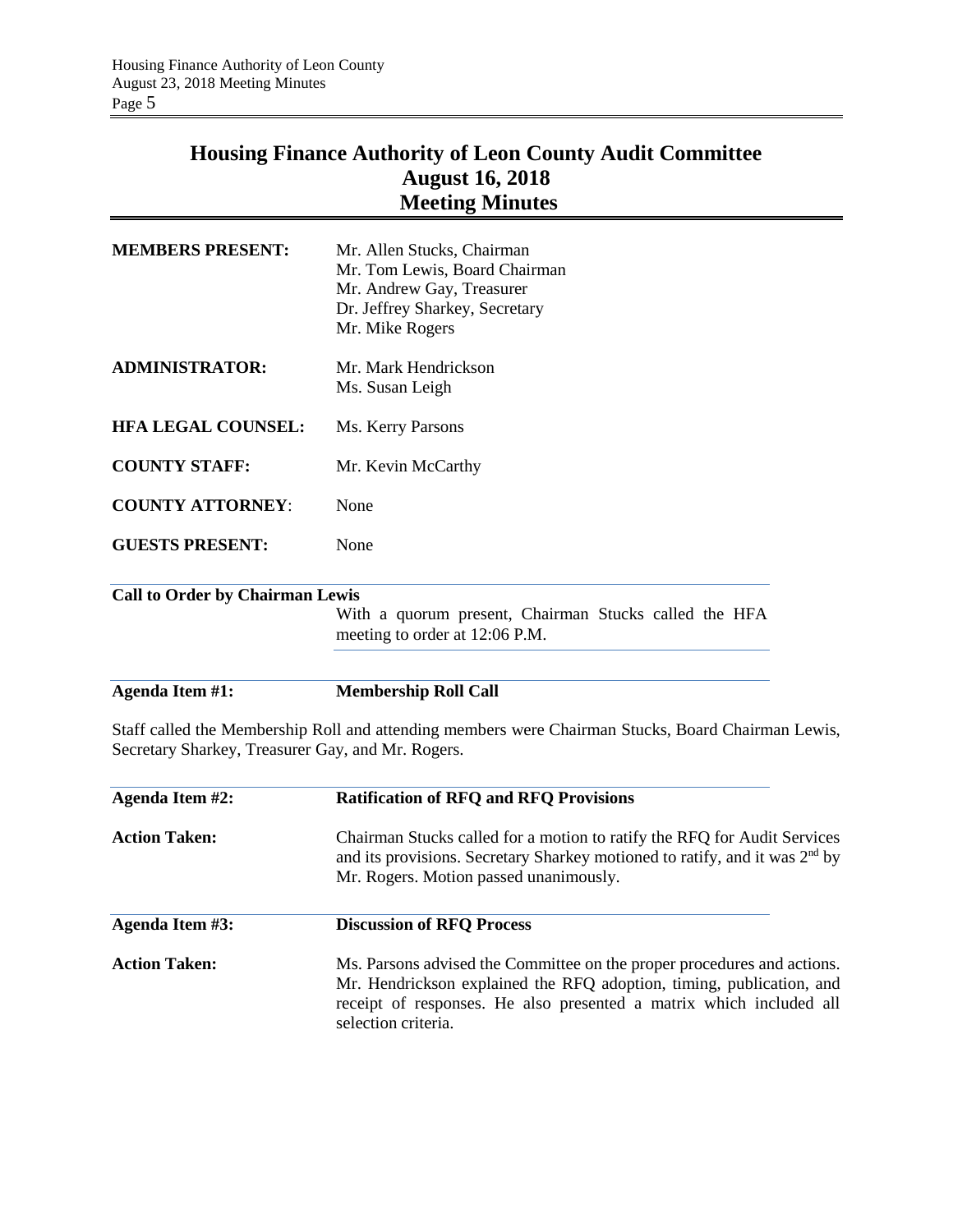# Housing Finance Authority of Leon County Audit Committee
## August 16, 2018
## Meeting Minutes

**MEMBERS PRESENT:** Mr. Allen Stucks, Chairman
Mr. Tom Lewis, Board Chairman
Mr. Andrew Gay, Treasurer
Dr. Jeffrey Sharkey, Secretary
Mr. Mike Rogers

**ADMINISTRATOR:** Mr. Mark Hendrickson
Ms. Susan Leigh

**HFA LEGAL COUNSEL:** Ms. Kerry Parsons

**COUNTY STAFF:** Mr. Kevin McCarthy

**COUNTY ATTORNEY**: None

**GUESTS PRESENT:** None

**Call to Order by Chairman Lewis**

With a quorum present, Chairman Stucks called the HFA meeting to order at 12:06 P.M.

**Agenda Item #1:** **Membership Roll Call**

Staff called the Membership Roll and attending members were Chairman Stucks, Board Chairman Lewis, Secretary Sharkey, Treasurer Gay, and Mr. Rogers.

**Agenda Item #2:** **Ratification of RFQ and RFQ Provisions**

**Action Taken:** Chairman Stucks called for a motion to ratify the RFQ for Audit Services and its provisions. Secretary Sharkey motioned to ratify, and it was 2nd by Mr. Rogers. Motion passed unanimously.

**Agenda Item #3:** **Discussion of RFQ Process**

**Action Taken:** Ms. Parsons advised the Committee on the proper procedures and actions. Mr. Hendrickson explained the RFQ adoption, timing, publication, and receipt of responses. He also presented a matrix which included all selection criteria.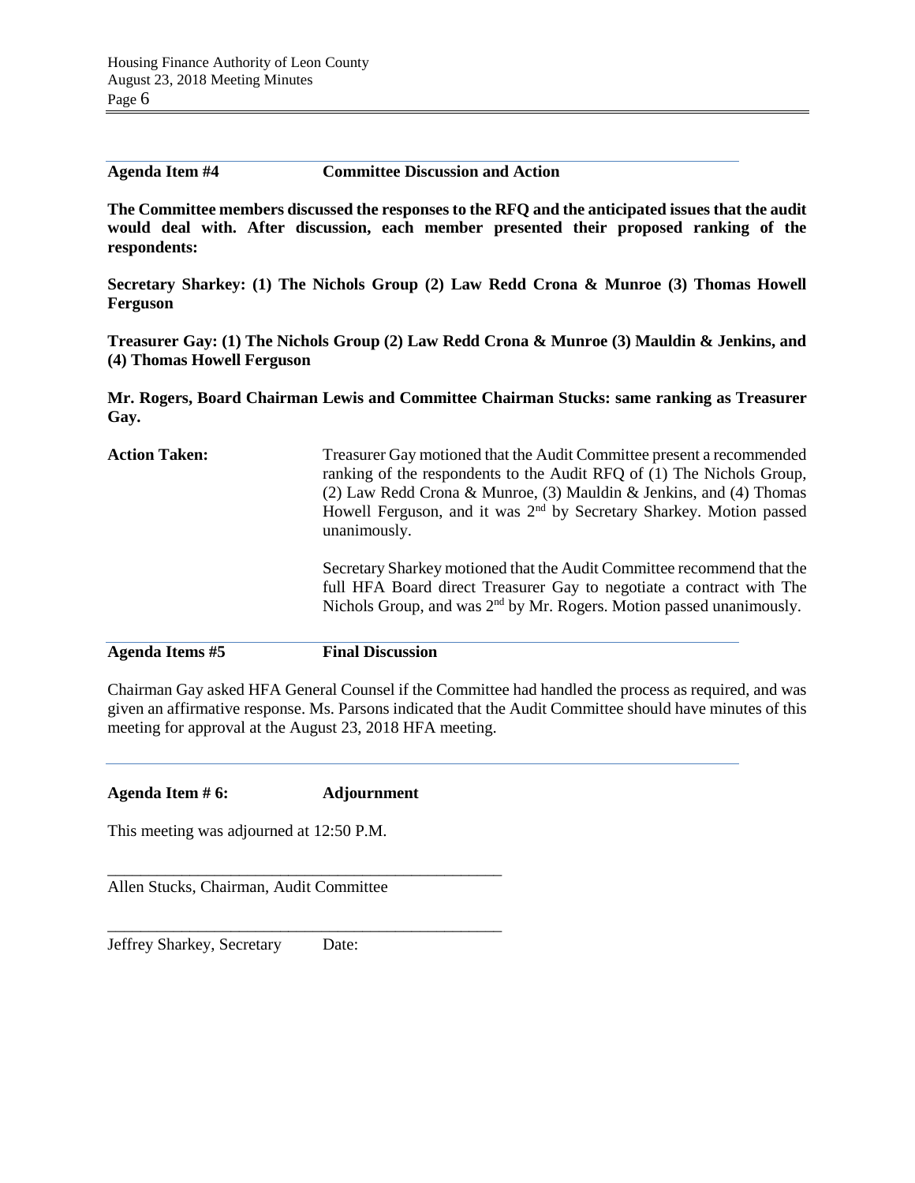**Agenda Item #4 Committee Discussion and Action**

**The Committee members discussed the responses to the RFQ and the anticipated issues that the audit would deal with. After discussion, each member presented their proposed ranking of the respondents:**

**Secretary Sharkey: (1) The Nichols Group (2) Law Redd Crona & Munroe (3) Thomas Howell Ferguson**

**Treasurer Gay: (1) The Nichols Group (2) Law Redd Crona & Munroe (3) Mauldin & Jenkins, and (4) Thomas Howell Ferguson**

**Mr. Rogers, Board Chairman Lewis and Committee Chairman Stucks: same ranking as Treasurer Gay.**

**Action Taken:** Treasurer Gay motioned that the Audit Committee present a recommended ranking of the respondents to the Audit RFQ of (1) The Nichols Group, (2) Law Redd Crona & Munroe, (3) Mauldin & Jenkins, and (4) Thomas Howell Ferguson, and it was 2nd by Secretary Sharkey. Motion passed unanimously.

Secretary Sharkey motioned that the Audit Committee recommend that the full HFA Board direct Treasurer Gay to negotiate a contract with The Nichols Group, and was 2nd by Mr. Rogers. Motion passed unanimously.

**Agenda Items #5 Final Discussion**

Chairman Gay asked HFA General Counsel if the Committee had handled the process as required, and was given an affirmative response. Ms. Parsons indicated that the Audit Committee should have minutes of this meeting for approval at the August 23, 2018 HFA meeting.

**Agenda Item # 6: Adjournment**

This meeting was adjourned at 12:50 P.M.

\_\_\_\_\_\_\_\_\_\_\_\_\_\_\_\_\_\_\_\_\_\_\_\_\_\_\_\_\_\_\_\_\_\_\_\_\_\_\_\_\_\_\_\_

Allen Stucks, Chairman, Audit Committee

\_\_\_\_\_\_\_\_\_\_\_\_\_\_\_\_\_\_\_\_\_\_\_\_\_\_\_\_\_\_\_\_\_\_\_\_\_\_\_\_\_\_\_\_

Jeffrey Sharkey, Secretary Date: